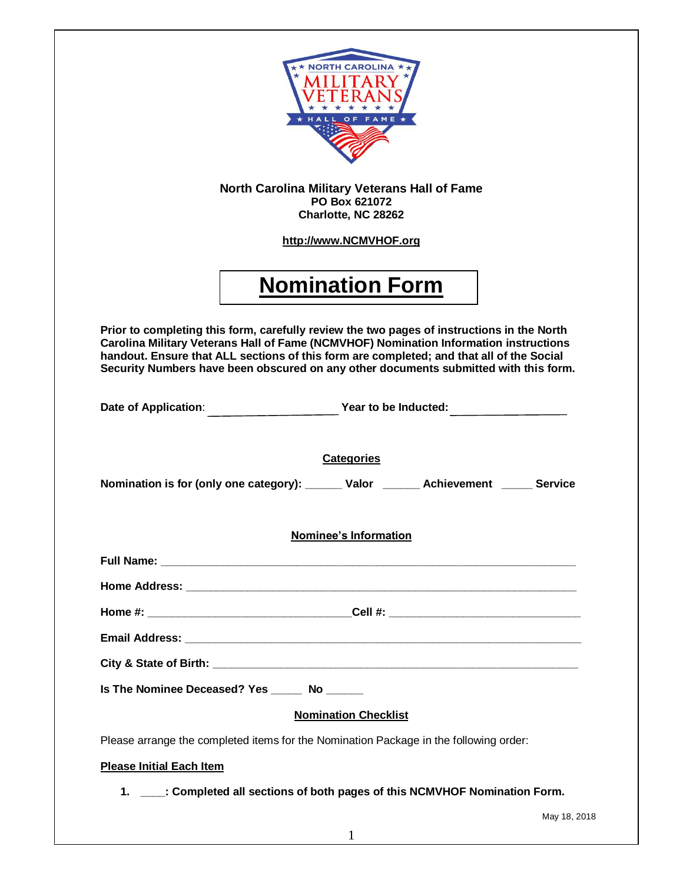North Carolina Military Veterans Hall of Fame
PO Box 621072
Charlotte, NC 28262

http://www.NCMVHOF.org

# Nomination Form

**Prior to completing this form, carefully review the two pages of instructions in the North Carolina Military Veterans Hall of Fame (NCMVHOF) Nomination Information instructions handout. Ensure that ALL sections of this form are completed; and that all of the Social Security Numbers have been obscured on any other documents submitted with this form.**

**Date of Application**: ____________________ **Year to be Inducted:** ____________________

## Categories

**Nomination is for (only one category):** ______ **Valor** ______ **Achievement** _____ **Service**

## Nominee's Information

**Full Name:** ______________________________________________________________

**Home Address:** ___________________________________________________________

**Home #:** _______________________________ **Cell #:** _____________________________

**Email Address:** ___________________________________________________________

**City & State of Birth:** _____________________________________________________

**Is The Nominee Deceased? Yes** _____ **No** ______

## Nomination Checklist

Please arrange the completed items for the Nomination Package in the following order:

**Please Initial Each Item**

1. **____: Completed all sections of both pages of this NCMVHOF Nomination Form.**

May 18, 2018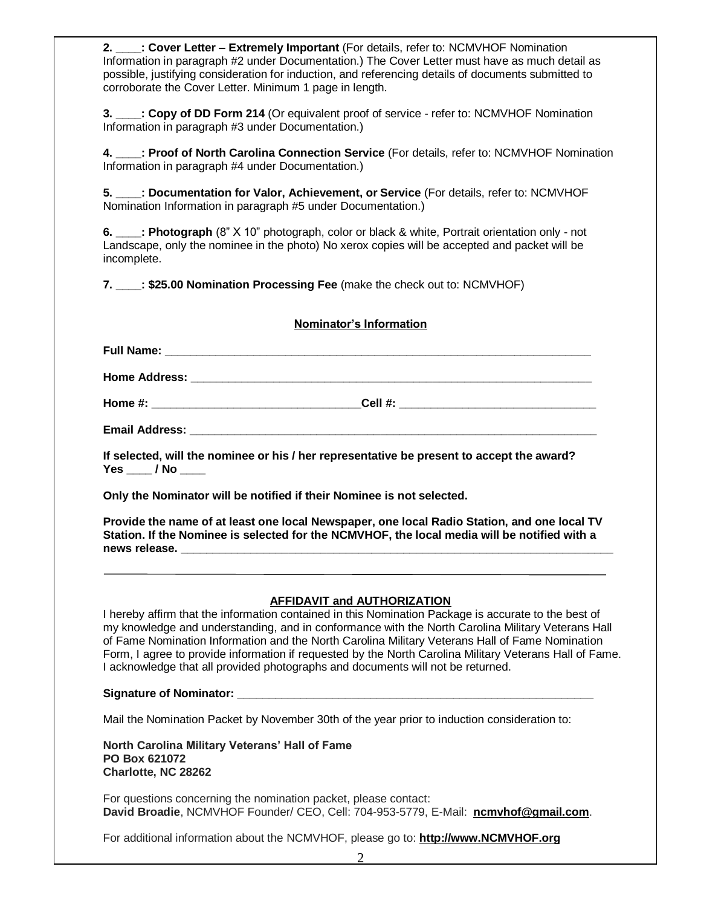**2. \_\_\_\_: Cover Letter – Extremely Important** (For details, refer to: NCMVHOF Nomination Information in paragraph #2 under Documentation.) The Cover Letter must have as much detail as possible, justifying consideration for induction, and referencing details of documents submitted to corroborate the Cover Letter. Minimum 1 page in length.

**3. \_\_\_\_: Copy of DD Form 214** (Or equivalent proof of service - refer to: NCMVHOF Nomination Information in paragraph #3 under Documentation.)

**4. \_\_\_\_: Proof of North Carolina Connection Service** (For details, refer to: NCMVHOF Nomination Information in paragraph #4 under Documentation.)

**5. \_\_\_\_: Documentation for Valor, Achievement, or Service** (For details, refer to: NCMVHOF Nomination Information in paragraph #5 under Documentation.)

**6. \_\_\_\_: Photograph** (8" X 10" photograph, color or black & white, Portrait orientation only - not Landscape, only the nominee in the photo) No xerox copies will be accepted and packet will be incomplete.

**7. \_\_\_\_: $25.00 Nomination Processing Fee** (make the check out to: NCMVHOF)

**Nominator's Information**

**Full Name:** \_\_\_\_\_\_\_\_\_\_\_\_\_\_\_\_\_\_\_\_\_\_\_\_\_\_\_\_\_\_\_\_\_\_\_\_\_\_\_\_\_\_\_\_\_\_\_\_\_\_\_\_\_\_\_\_\_\_\_\_\_\_\_\_\_\_\_\_

**Home Address:** \_\_\_\_\_\_\_\_\_\_\_\_\_\_\_\_\_\_\_\_\_\_\_\_\_\_\_\_\_\_\_\_\_\_\_\_\_\_\_\_\_\_\_\_\_\_\_\_\_\_\_\_\_\_\_\_\_\_\_\_\_\_\_\_\_

**Home #:** \_\_\_\_\_\_\_\_\_\_\_\_\_\_\_\_\_\_\_\_\_\_\_\_\_\_\_\_\_\_\_\_\_ **Cell #:** \_\_\_\_\_\_\_\_\_\_\_\_\_\_\_\_\_\_\_\_\_\_\_\_\_\_\_\_\_\_\_

**Email Address:** \_\_\_\_\_\_\_\_\_\_\_\_\_\_\_\_\_\_\_\_\_\_\_\_\_\_\_\_\_\_\_\_\_\_\_\_\_\_\_\_\_\_\_\_\_\_\_\_\_\_\_\_\_\_\_\_\_\_\_\_\_\_\_\_\_\_

**If selected, will the nominee or his / her representative be present to accept the award? Yes \_\_\_\_ / No \_\_\_\_**

**Only the Nominator will be notified if their Nominee is not selected.**

**Provide the name of at least one local Newspaper, one local Radio Station, and one local TV Station. If the Nominee is selected for the NCMVHOF, the local media will be notified with a news release.** \_\_\_\_\_\_\_\_\_\_\_\_\_\_\_\_\_\_\_\_\_\_\_\_\_\_\_\_\_\_\_\_\_\_\_\_\_\_\_\_\_\_\_\_\_\_\_\_\_\_\_\_\_\_\_\_\_\_\_\_\_\_\_\_\_\_\_\_

**AFFIDAVIT and AUTHORIZATION**

I hereby affirm that the information contained in this Nomination Package is accurate to the best of my knowledge and understanding, and in conformance with the North Carolina Military Veterans Hall of Fame Nomination Information and the North Carolina Military Veterans Hall of Fame Nomination Form, I agree to provide information if requested by the North Carolina Military Veterans Hall of Fame. I acknowledge that all provided photographs and documents will not be returned.

**Signature of Nominator:** \_\_\_\_\_\_\_\_\_\_\_\_\_\_\_\_\_\_\_\_\_\_\_\_\_\_\_\_\_\_\_\_\_\_\_\_\_\_\_\_\_\_\_\_\_\_\_\_\_\_\_\_\_\_\_\_\_\_

Mail the Nomination Packet by November 30th of the year prior to induction consideration to:

**North Carolina Military Veterans' Hall of Fame**
**PO Box 621072**
**Charlotte, NC 28262**

For questions concerning the nomination packet, please contact:
**David Broadie**, NCMVHOF Founder/ CEO, Cell: 704-953-5779, E-Mail: **ncmvhof@gmail.com**.

For additional information about the NCMVHOF, please go to: **http://www.NCMVHOF.org**